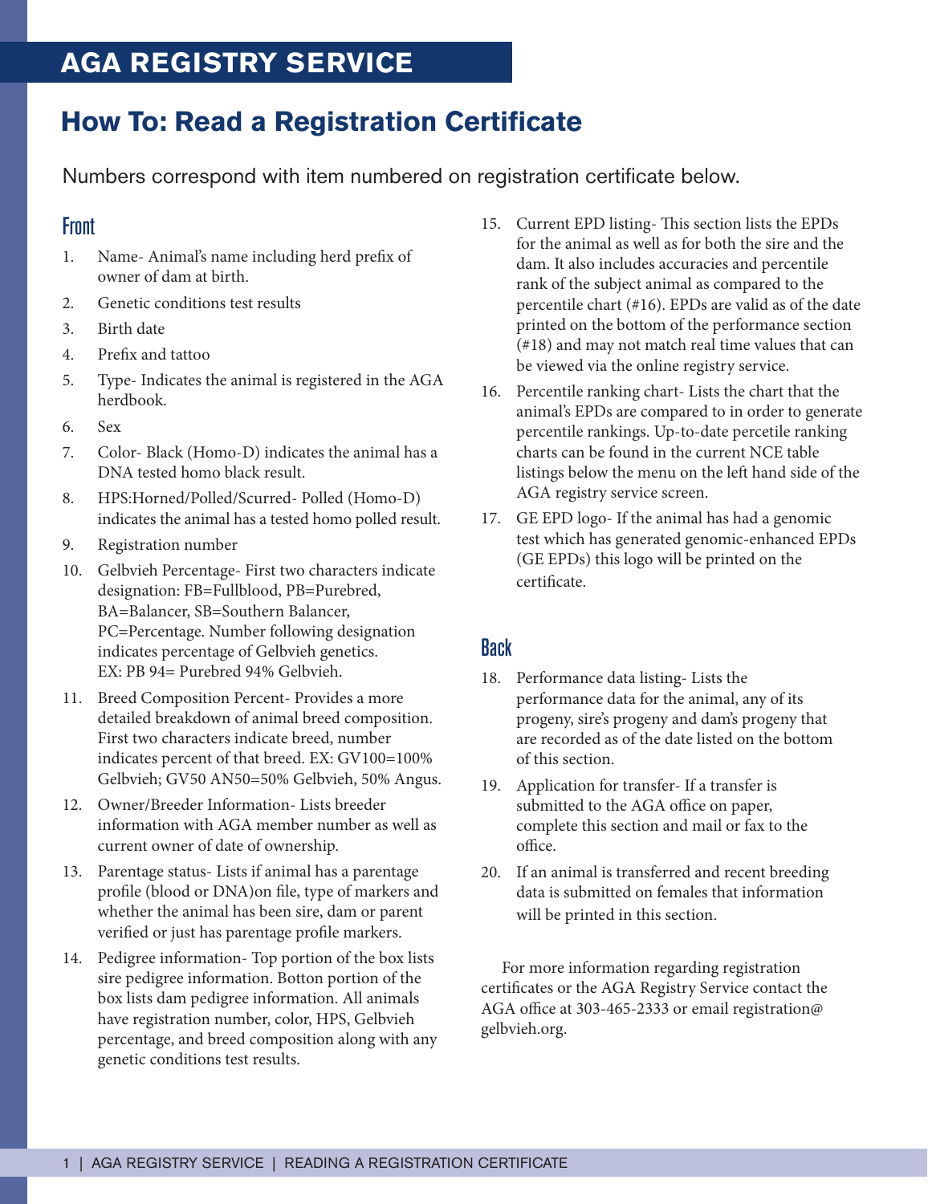# AGA REGISTRY SERVICE

## How To: Read a Registration Certificate

Numbers correspond with item numbered on registration certificate below.

### Front

1. Name- Animal's name including herd prefix of owner of dam at birth.
2. Genetic conditions test results
3. Birth date
4. Prefix and tattoo
5. Type- Indicates the animal is registered in the AGA herdbook.
6. Sex
7. Color- Black (Homo-D) indicates the animal has a DNA tested homo black result.
8. HPS:Horned/Polled/Scurred- Polled (Homo-D) indicates the animal has a tested homo polled result.
9. Registration number
10. Gelbvieh Percentage- First two characters indicate designation: FB=Fullblood, PB=Purebred, BA=Balancer, SB=Southern Balancer, PC=Percentage. Number following designation indicates percentage of Gelbvieh genetics. EX: PB 94= Purebred 94% Gelbvieh.
11. Breed Composition Percent- Provides a more detailed breakdown of animal breed composition. First two characters indicate breed, number indicates percent of that breed. EX: GV100=100% Gelbvieh; GV50 AN50=50% Gelbvieh, 50% Angus.
12. Owner/Breeder Information- Lists breeder information with AGA member number as well as current owner of date of ownership.
13. Parentage status- Lists if animal has a parentage profile (blood or DNA)on file, type of markers and whether the animal has been sire, dam or parent verified or just has parentage profile markers.
14. Pedigree information- Top portion of the box lists sire pedigree information. Botton portion of the box lists dam pedigree information. All animals have registration number, color, HPS, Gelbvieh percentage, and breed composition along with any genetic conditions test results.
15. Current EPD listing- This section lists the EPDs for the animal as well as for both the sire and the dam. It also includes accuracies and percentile rank of the subject animal as compared to the percentile chart (#16). EPDs are valid as of the date printed on the bottom of the performance section (#18) and may not match real time values that can be viewed via the online registry service.
16. Percentile ranking chart- Lists the chart that the animal's EPDs are compared to in order to generate percentile rankings. Up-to-date percetile ranking charts can be found in the current NCE table listings below the menu on the left hand side of the AGA registry service screen.
17. GE EPD logo- If the animal has had a genomic test which has generated genomic-enhanced EPDs (GE EPDs) this logo will be printed on the certificate.

### Back

18. Performance data listing- Lists the performance data for the animal, any of its progeny, sire's progeny and dam's progeny that are recorded as of the date listed on the bottom of this section.
19. Application for transfer- If a transfer is submitted to the AGA office on paper, complete this section and mail or fax to the office.
20. If an animal is transferred and recent breeding data is submitted on females that information will be printed in this section.

For more information regarding registration certificates or the AGA Registry Service contact the AGA office at 303-465-2333 or email registration@gelbvieh.org.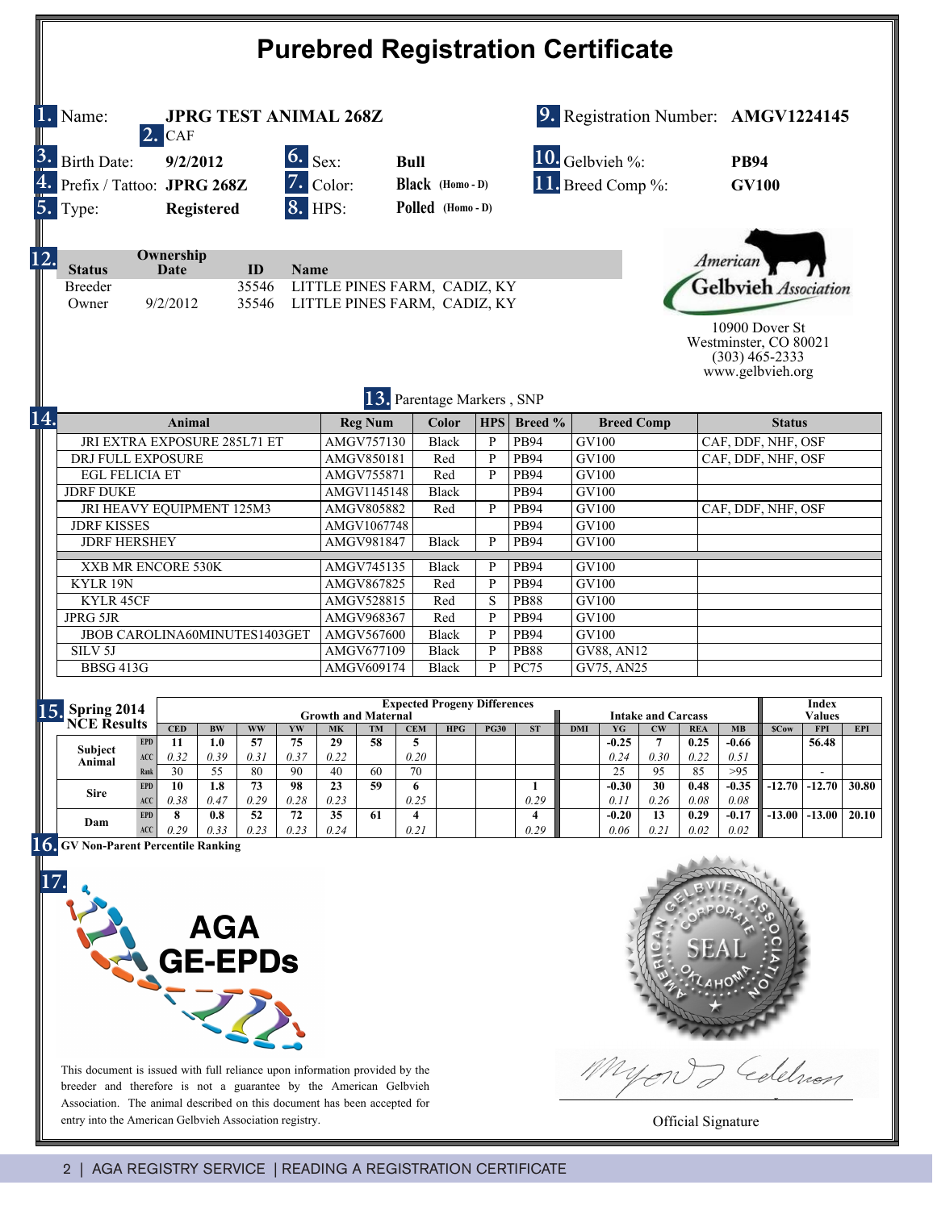# Purebred Registration Certificate

**1.** Name: **JPRG TEST ANIMAL 268Z**
**2.** CAF

**9.** Registration Number: **AMGV1224145**

**3.** Birth Date: **9/2/2012**
**4.** Prefix / Tattoo: **JPRG 268Z**
**5.** Type: **Registered**

**6.** Sex: **Bull**
**7.** Color: **Black (Homo - D)**
**8.** HPS: **Polled (Homo - D)**

**10.** Gelbvieh %: **PB94**
**11.** Breed Comp %: **GV100**

**12.**

| Status | Ownership Date | ID | Name |
|---|---|---|---|
| Breeder | | 35546 | LITTLE PINES FARM, CADIZ, KY |
| Owner | 9/2/2012 | 35546 | LITTLE PINES FARM, CADIZ, KY |

American Gelbvieh Association
10900 Dover St
Westminster, CO 80021
(303) 465-2333
www.gelbvieh.org

**13.** Parentage Markers , SNP

**14.**

| Animal | Reg Num | Color | HPS | Breed % | Breed Comp | Status |
|---|---|---|---|---|---|---|
| JRI EXTRA EXPOSURE 285L71 ET | AMGV757130 | Black | P | PB94 | GV100 | CAF, DDF, NHF, OSF |
| DRJ FULL EXPOSURE | AMGV850181 | Red | P | PB94 | GV100 | CAF, DDF, NHF, OSF |
| EGL FELICIA ET | AMGV755871 | Red | P | PB94 | GV100 | |
| JDRF DUKE | AMGV1145148 | Black | | PB94 | GV100 | |
| JRI HEAVY EQUIPMENT 125M3 | AMGV805882 | Red | P | PB94 | GV100 | CAF, DDF, NHF, OSF |
| JDRF KISSES | AMGV1067748 | | | PB94 | GV100 | |
| JDRF HERSHEY | AMGV981847 | Black | P | PB94 | GV100 | |
| XXB MR ENCORE 530K | AMGV745135 | Black | P | PB94 | GV100 | |
| KYLR 19N | AMGV867825 | Red | P | PB94 | GV100 | |
| KYLR 45CF | AMGV528815 | Red | S | PB88 | GV100 | |
| JPRG 5JR | AMGV968367 | Red | P | PB94 | GV100 | |
| JBOB CAROLINA60MINUTES1403GET | AMGV567600 | Black | P | PB94 | GV100 | |
| SILV 5J | AMGV677109 | Black | P | PB88 | GV88, AN12 | |
| BBSG 413G | AMGV609174 | Black | P | PC75 | GV75, AN25 | |

**15.** Spring 2014 NCE Results — Expected Progeny Differences

| | | Growth and Maternal | | | | | | | | | | Intake and Carcass | | | | | Index Values | | |
|---|---|---|---|---|---|---|---|---|---|---|---|---|---|---|---|---|---|---|---|
| | | CED | BW | WW | YW | MK | TM | CEM | HPG | PG30 | ST | DMI | YG | CW | REA | MB | $Cow | FPI | EPI |
| Subject Animal | EPD | 11 | 1.0 | 57 | 75 | 29 | 58 | 5 | | | | | -0.25 | 7 | 0.25 | -0.66 | | 56.48 | |
| | ACC | 0.32 | 0.39 | 0.31 | 0.37 | 0.22 | | 0.20 | | | | | 0.24 | 0.30 | 0.22 | 0.51 | | | |
| | Rank | 30 | 55 | 80 | 90 | 40 | 60 | 70 | | | | | 25 | 95 | 85 | >95 | | - | |
| Sire | EPD | 10 | 1.8 | 73 | 98 | 23 | 59 | 6 | | | 1 | | -0.30 | 30 | 0.48 | -0.35 | -12.70 | -12.70 | 30.80 |
| | ACC | 0.38 | 0.47 | 0.29 | 0.28 | 0.23 | | 0.25 | | | 0.29 | | 0.11 | 0.26 | 0.08 | 0.08 | | | |
| Dam | EPD | 8 | 0.8 | 52 | 72 | 35 | 61 | 4 | | | 4 | | -0.20 | 13 | 0.29 | -0.17 | -13.00 | -13.00 | 20.10 |
| | ACC | 0.29 | 0.33 | 0.23 | 0.23 | 0.24 | | 0.21 | | | 0.29 | | 0.06 | 0.21 | 0.02 | 0.02 | | | |

**16.** GV Non-Parent Percentile Ranking

**17.** AGA GE-EPDs

This document is issued with full reliance upon information provided by the breeder and therefore is not a guarantee by the American Gelbvieh Association. The animal described on this document has been accepted for entry into the American Gelbvieh Association registry.

Official Signature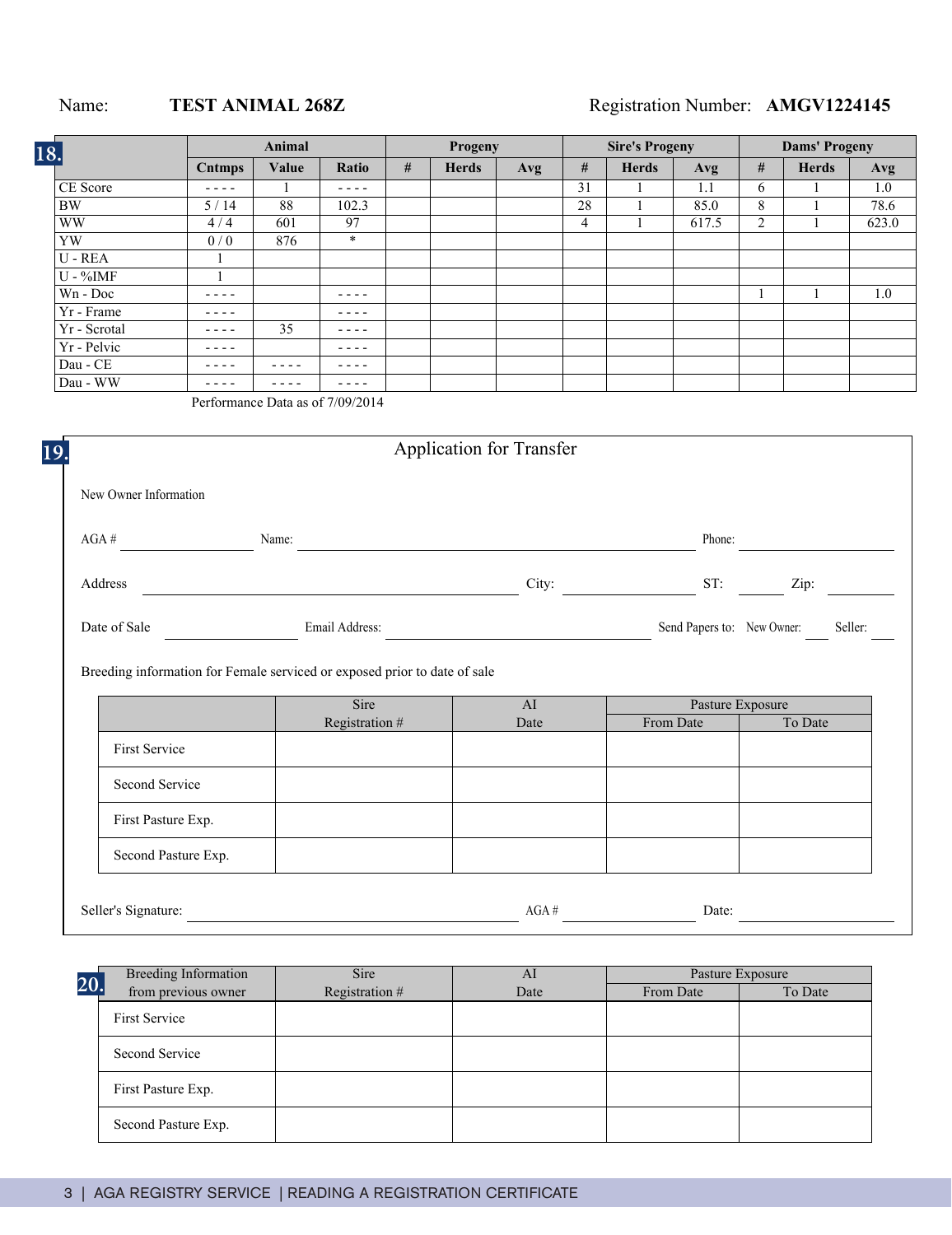Name: **TEST ANIMAL 268Z** Registration Number: **AMGV1224145**

**18.**

| | Animal | | | Progeny | | | Sire's Progeny | | | Dams' Progeny | | |
|---|---|---|---|---|---|---|---|---|---|---|---|---|
| | Cntmps | Value | Ratio | # | Herds | Avg | # | Herds | Avg | # | Herds | Avg |
| CE Score | - - - - | 1 | - - - - | | | | 31 | 1 | 1.1 | 6 | 1 | 1.0 |
| BW | 5 / 14 | 88 | 102.3 | | | | 28 | 1 | 85.0 | 8 | 1 | 78.6 |
| WW | 4 / 4 | 601 | 97 | | | | 4 | 1 | 617.5 | 2 | 1 | 623.0 |
| YW | 0 / 0 | 876 | * | | | | | | | | | |
| U - REA | 1 | | | | | | | | | | | |
| U - %IMF | 1 | | | | | | | | | | | |
| Wn - Doc | - - - - | | - - - - | | | | | | | 1 | 1 | 1.0 |
| Yr - Frame | - - - - | | - - - - | | | | | | | | | |
| Yr - Scrotal | - - - - | 35 | - - - - | | | | | | | | | |
| Yr - Pelvic | - - - - | | - - - - | | | | | | | | | |
| Dau - CE | - - - - | - - - - | - - - - | | | | | | | | | |
| Dau - WW | - - - - | - - - - | - - - - | | | | | | | | | |

Performance Data as of 7/09/2014

**19.**

## Application for Transfer

New Owner Information

AGA # ______________ Name: ______________________________ Phone: ______________

Address ______________________________ City: ______________ ST: ________ Zip: ________

Date of Sale ______________ Email Address: ______________________ Send Papers to: New Owner: ____ Seller: ____

Breeding information for Female serviced or exposed prior to date of sale

| | Sire Registration # | AI Date | Pasture Exposure | |
|---|---|---|---|---|
| | | | From Date | To Date |
| First Service | | | | |
| Second Service | | | | |
| First Pasture Exp. | | | | |
| Second Pasture Exp. | | | | |

Seller's Signature: ______________________________ AGA # ______________ Date: ______________

**20.**

| Breeding Information from previous owner | Sire Registration # | AI Date | Pasture Exposure | |
|---|---|---|---|---|
| | | | From Date | To Date |
| First Service | | | | |
| Second Service | | | | |
| First Pasture Exp. | | | | |
| Second Pasture Exp. | | | | |